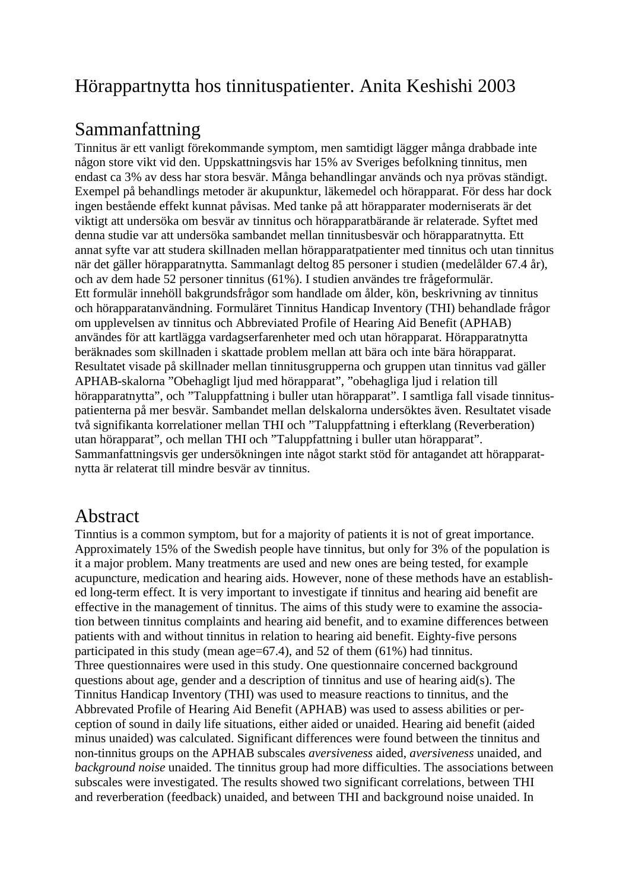# Hörappartnytta hos tinnituspatienter. Anita Keshishi 2003

## Sammanfattning

Tinnitus är ett vanligt förekommande symptom, men samtidigt lägger många drabbade inte någon store vikt vid den. Uppskattningsvis har 15% av Sveriges befolkning tinnitus, men endast ca 3% av dess har stora besvär. Många behandlingar används och nya prövas ständigt. Exempel på behandlings metoder är akupunktur, läkemedel och hörapparat. För dess har dock ingen bestående effekt kunnat påvisas. Med tanke på att hörapparater moderniserats är det viktigt att undersöka om besvär av tinnitus och hörapparatbärande är relaterade. Syftet med denna studie var att undersöka sambandet mellan tinnitusbesvär och hörapparatnytta. Ett annat syfte var att studera skillnaden mellan hörapparatpatienter med tinnitus och utan tinnitus när det gäller hörapparatnytta. Sammanlagt deltog 85 personer i studien (medelålder 67.4 år), och av dem hade 52 personer tinnitus (61%). I studien användes tre frågeformulär.
Ett formulär innehöll bakgrundsfrågor som handlade om ålder, kön, beskrivning av tinnitus och hörapparatanvändning. Formuläret Tinnitus Handicap Inventory (THI) behandlade frågor om upplevelsen av tinnitus och Abbreviated Profile of Hearing Aid Benefit (APHAB) användes för att kartlägga vardagserfarenheter med och utan hörapparat. Hörapparatnytta beräknades som skillnaden i skattade problem mellan att bära och inte bära hörapparat. Resultatet visade på skillnader mellan tinnitusgrupperna och gruppen utan tinnitus vad gäller APHAB-skalorna ”Obehagligt ljud med hörapparat”, ”obehagliga ljud i relation till hörapparatnytta”, och ”Taluppfattning i buller utan hörapparat”. I samtliga fall visade tinnitus-patienterna på mer besvär. Sambandet mellan delskalorna undersöktes även. Resultatet visade två signifikanta korrelationer mellan THI och ”Taluppfattning i efterklang (Reverberation) utan hörapparat”, och mellan THI och ”Taluppfattning i buller utan hörapparat”. Sammanfattningsvis ger undersökningen inte något starkt stöd för antagandet att hörapparat-nytta är relaterat till mindre besvär av tinnitus.

## Abstract

Tinntius is a common symptom, but for a majority of patients it is not of great importance. Approximately 15% of the Swedish people have tinnitus, but only for 3% of the population is it a major problem. Many treatments are used and new ones are being tested, for example acupuncture, medication and hearing aids. However, none of these methods have an established long-term effect. It is very important to investigate if tinnitus and hearing aid benefit are effective in the management of tinnitus. The aims of this study were to examine the association between tinnitus complaints and hearing aid benefit, and to examine differences between patients with and without tinnitus in relation to hearing aid benefit. Eighty-five persons participated in this study (mean age=67.4), and 52 of them (61%) had tinnitus.
Three questionnaires were used in this study. One questionnaire concerned background questions about age, gender and a description of tinnitus and use of hearing aid(s). The Tinnitus Handicap Inventory (THI) was used to measure reactions to tinnitus, and the Abbrevated Profile of Hearing Aid Benefit (APHAB) was used to assess abilities or perception of sound in daily life situations, either aided or unaided. Hearing aid benefit (aided minus unaided) was calculated. Significant differences were found between the tinnitus and non-tinnitus groups on the APHAB subscales *aversiveness* aided, *aversiveness* unaided, and *background noise* unaided. The tinnitus group had more difficulties. The associations between subscales were investigated. The results showed two significant correlations, between THI and reverberation (feedback) unaided, and between THI and background noise unaided. In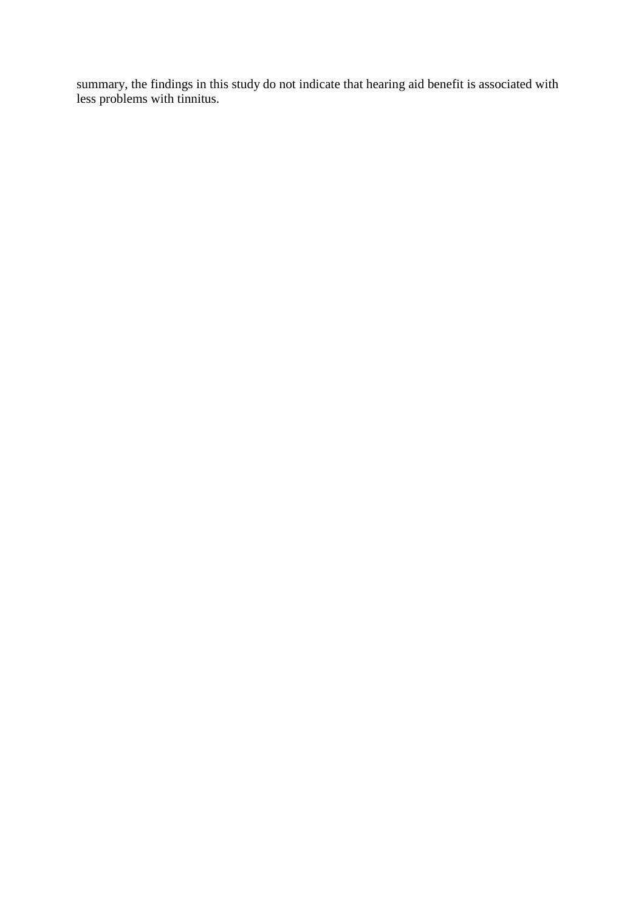summary, the findings in this study do not indicate that hearing aid benefit is associated with less problems with tinnitus.